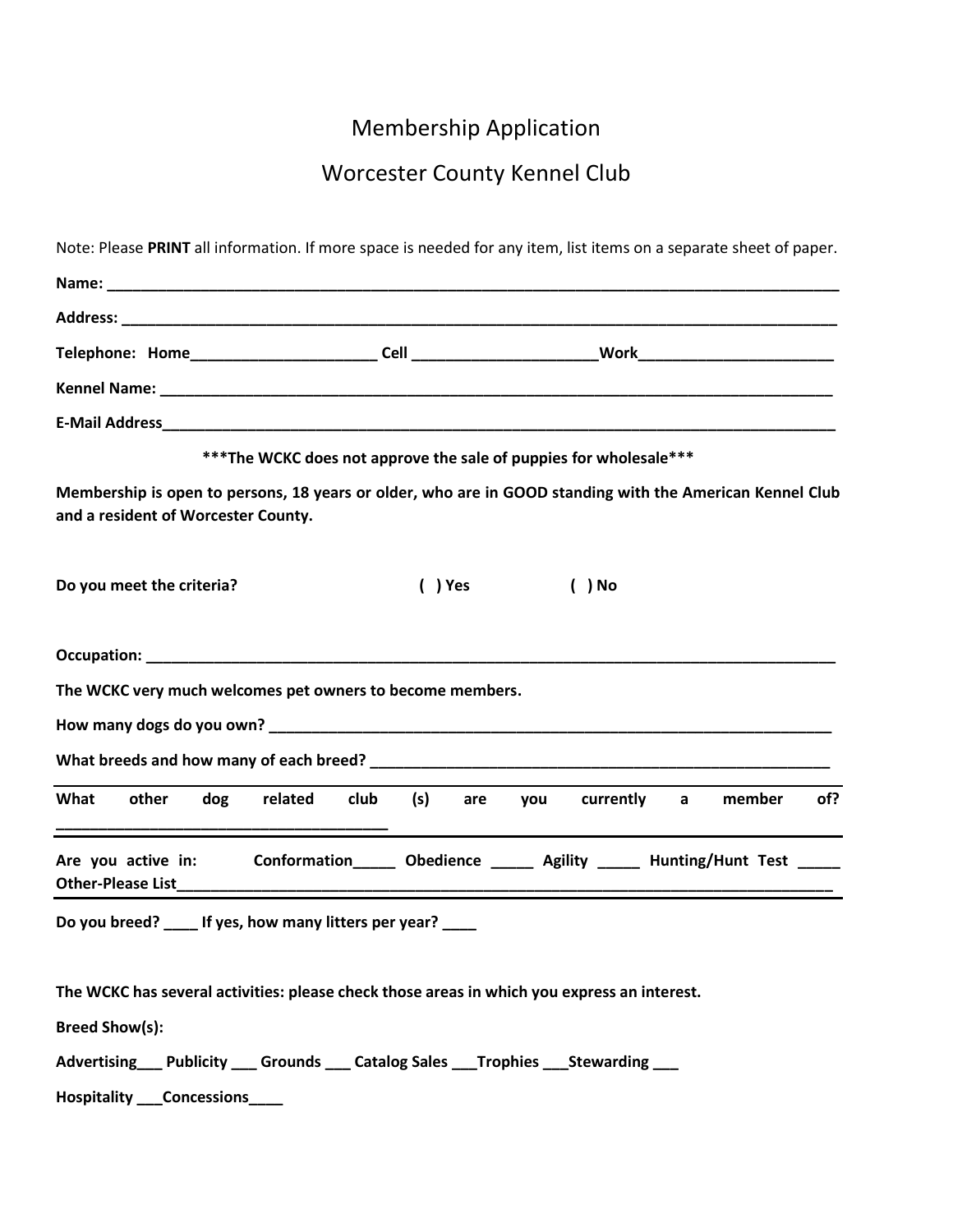# Membership Application

# Worcester County Kennel Club

Note: Please **PRINT** all information. If more space is needed for any item, list items on a separate sheet of paper.

**Name:** ______________________________________________________________________________

**Address:** ____________________________________________________________________________

**Telephone: Home**______________________ **Cell** ______________________**Work**_______________________

**Kennel Name:** _________________________________________________________________________

**E-Mail Address**_________________________________________________________________________

**\*\*\*The WCKC does not approve the sale of puppies for wholesale\*\*\***

**Membership is open to persons, 18 years or older, who are in GOOD standing with the American Kennel Club and a resident of Worcester County.**

**Do you meet the criteria?** **( ) Yes** **( ) No**

**Occupation:** ___________________________________________________________________________

**The WCKC very much welcomes pet owners to become members.**

**How many dogs do you own?** ____________________________________________________________

**What breeds and how many of each breed?** _______________________________________________

**What other dog related club (s) are you currently a member of?** _______________________________________

**Are you active in: Conformation_____ Obedience _____ Agility _____ Hunting/Hunt Test _____ Other-Please List**_______________________________________________________________________

**Do you breed? ____ If yes, how many litters per year? ____**

**The WCKC has several activities: please check those areas in which you express an interest.**

**Breed Show(s):**

**Advertising___ Publicity ___ Grounds ___ Catalog Sales ___Trophies ___Stewarding ___**

**Hospitality ___Concessions____**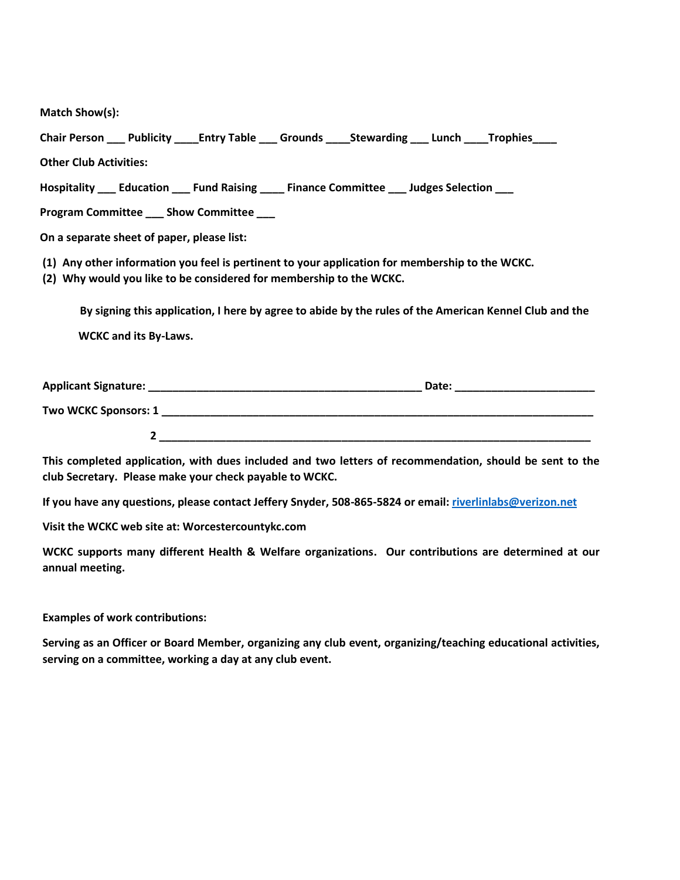**Match Show(s):**

**Chair Person ___ Publicity ____Entry Table ___ Grounds ____Stewarding ___ Lunch ____Trophies____**

**Other Club Activities:**

**Hospitality ___ Education ___ Fund Raising ____ Finance Committee ___ Judges Selection ___**

**Program Committee ___ Show Committee ___**

**On a separate sheet of paper, please list:**

**(1) Any other information you feel is pertinent to your application for membership to the WCKC.**
**(2) Why would you like to be considered for membership to the WCKC.**

**By signing this application, I here by agree to abide by the rules of the American Kennel Club and the WCKC and its By-Laws.**

**Applicant Signature: _____________________________________________ Date: ______________________**

**Two WCKC Sponsors: 1 ______________________________________________________________________**

**2 ______________________________________________________________________**

**This completed application, with dues included and two letters of recommendation, should be sent to the club Secretary. Please make your check payable to WCKC.**

**If you have any questions, please contact Jeffery Snyder, 508-865-5824 or email: [riverlinlabs@verizon.net](mailto:riverlinlabs@verizon.net)**

**Visit the WCKC web site at: Worcestercountykc.com**

**WCKC supports many different Health & Welfare organizations. Our contributions are determined at our annual meeting.**

**Examples of work contributions:**

**Serving as an Officer or Board Member, organizing any club event, organizing/teaching educational activities, serving on a committee, working a day at any club event.**